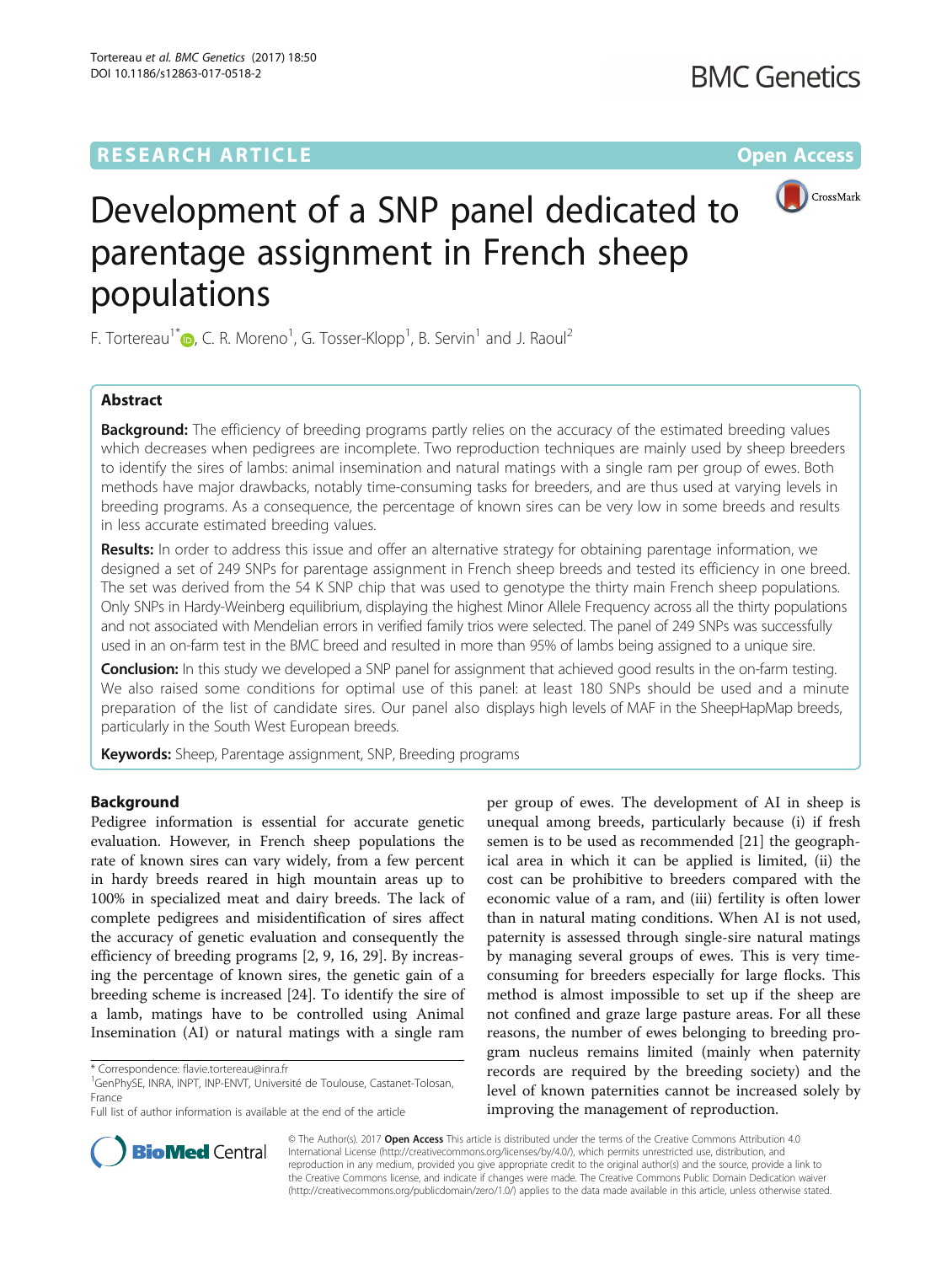RESEARCH ARTICLE Open Access

# Development of a SNP panel dedicated to parentage assignment in French sheep populations

F. Tortereau[1*], C. R. Moreno[1], G. Tosser-Klopp[1], B. Servin[1] and J. Raoul[2]

## Abstract

**Background:** The efficiency of breeding programs partly relies on the accuracy of the estimated breeding values which decreases when pedigrees are incomplete. Two reproduction techniques are mainly used by sheep breeders to identify the sires of lambs: animal insemination and natural matings with a single ram per group of ewes. Both methods have major drawbacks, notably time-consuming tasks for breeders, and are thus used at varying levels in breeding programs. As a consequence, the percentage of known sires can be very low in some breeds and results in less accurate estimated breeding values.

**Results:** In order to address this issue and offer an alternative strategy for obtaining parentage information, we designed a set of 249 SNPs for parentage assignment in French sheep breeds and tested its efficiency in one breed. The set was derived from the 54 K SNP chip that was used to genotype the thirty main French sheep populations. Only SNPs in Hardy-Weinberg equilibrium, displaying the highest Minor Allele Frequency across all the thirty populations and not associated with Mendelian errors in verified family trios were selected. The panel of 249 SNPs was successfully used in an on-farm test in the BMC breed and resulted in more than 95% of lambs being assigned to a unique sire.

**Conclusion:** In this study we developed a SNP panel for assignment that achieved good results in the on-farm testing. We also raised some conditions for optimal use of this panel: at least 180 SNPs should be used and a minute preparation of the list of candidate sires. Our panel also displays high levels of MAF in the SheepHapMap breeds, particularly in the South West European breeds.

**Keywords:** Sheep, Parentage assignment, SNP, Breeding programs

## Background

Pedigree information is essential for accurate genetic evaluation. However, in French sheep populations the rate of known sires can vary widely, from a few percent in hardy breeds reared in high mountain areas up to 100% in specialized meat and dairy breeds. The lack of complete pedigrees and misidentification of sires affect the accuracy of genetic evaluation and consequently the efficiency of breeding programs [2, 9, 16, 29]. By increasing the percentage of known sires, the genetic gain of a breeding scheme is increased [24]. To identify the sire of a lamb, matings have to be controlled using Animal Insemination (AI) or natural matings with a single ram per group of ewes. The development of AI in sheep is unequal among breeds, particularly because (i) if fresh semen is to be used as recommended [21] the geographical area in which it can be applied is limited, (ii) the cost can be prohibitive to breeders compared with the economic value of a ram, and (iii) fertility is often lower than in natural mating conditions. When AI is not used, paternity is assessed through single-sire natural matings by managing several groups of ewes. This is very time-consuming for breeders especially for large flocks. This method is almost impossible to set up if the sheep are not confined and graze large pasture areas. For all these reasons, the number of ewes belonging to breeding program nucleus remains limited (mainly when paternity records are required by the breeding society) and the level of known paternities cannot be increased solely by improving the management of reproduction.

\* Correspondence: flavie.tortereau@inra.fr
[1]GenPhySE, INRA, INPT, INP-ENVT, Université de Toulouse, Castanet-Tolosan, France
Full list of author information is available at the end of the article

© The Author(s). 2017 **Open Access** This article is distributed under the terms of the Creative Commons Attribution 4.0 International License (http://creativecommons.org/licenses/by/4.0/), which permits unrestricted use, distribution, and reproduction in any medium, provided you give appropriate credit to the original author(s) and the source, provide a link to the Creative Commons license, and indicate if changes were made. The Creative Commons Public Domain Dedication waiver (http://creativecommons.org/publicdomain/zero/1.0/) applies to the data made available in this article, unless otherwise stated.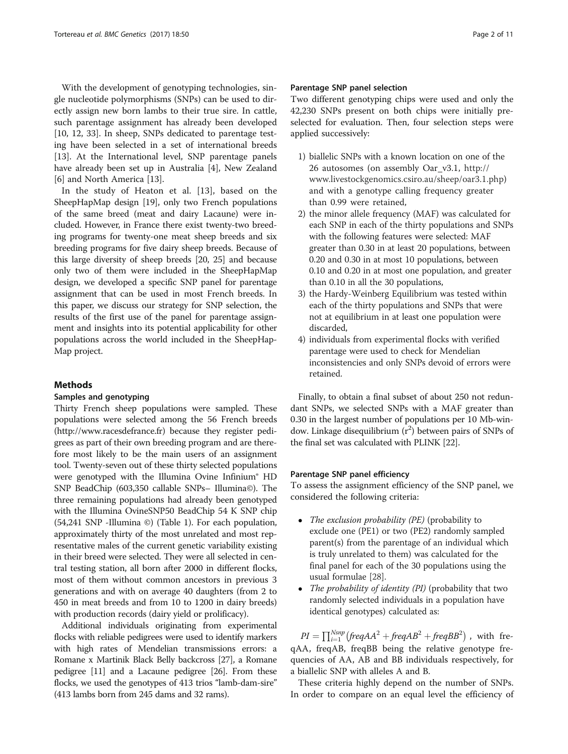With the development of genotyping technologies, single nucleotide polymorphisms (SNPs) can be used to directly assign new born lambs to their true sire. In cattle, such parentage assignment has already been developed [10, 12, 33]. In sheep, SNPs dedicated to parentage testing have been selected in a set of international breeds [13]. At the International level, SNP parentage panels have already been set up in Australia [4], New Zealand [6] and North America [13].

In the study of Heaton et al. [13], based on the SheepHapMap design [19], only two French populations of the same breed (meat and dairy Lacaune) were included. However, in France there exist twenty-two breeding programs for twenty-one meat sheep breeds and six breeding programs for five dairy sheep breeds. Because of this large diversity of sheep breeds [20, 25] and because only two of them were included in the SheepHapMap design, we developed a specific SNP panel for parentage assignment that can be used in most French breeds. In this paper, we discuss our strategy for SNP selection, the results of the first use of the panel for parentage assignment and insights into its potential applicability for other populations across the world included in the SheepHapMap project.

## Methods

### Samples and genotyping

Thirty French sheep populations were sampled. These populations were selected among the 56 French breeds (http://www.racesdefrance.fr) because they register pedigrees as part of their own breeding program and are therefore most likely to be the main users of an assignment tool. Twenty-seven out of these thirty selected populations were genotyped with the Illumina Ovine Infinium® HD SNP BeadChip (603,350 callable SNPs– Illumina©). The three remaining populations had already been genotyped with the Illumina OvineSNP50 BeadChip 54 K SNP chip (54,241 SNP -Illumina ©) (Table 1). For each population, approximately thirty of the most unrelated and most representative males of the current genetic variability existing in their breed were selected. They were all selected in central testing station, all born after 2000 in different flocks, most of them without common ancestors in previous 3 generations and with on average 40 daughters (from 2 to 450 in meat breeds and from 10 to 1200 in dairy breeds) with production records (dairy yield or prolificacy).

Additional individuals originating from experimental flocks with reliable pedigrees were used to identify markers with high rates of Mendelian transmissions errors: a Romane x Martinik Black Belly backcross [27], a Romane pedigree [11] and a Lacaune pedigree [26]. From these flocks, we used the genotypes of 413 trios "lamb-dam-sire" (413 lambs born from 245 dams and 32 rams).

### Parentage SNP panel selection

Two different genotyping chips were used and only the 42,230 SNPs present on both chips were initially preselected for evaluation. Then, four selection steps were applied successively:

1) biallelic SNPs with a known location on one of the 26 autosomes (on assembly Oar_v3.1, http://www.livestockgenomics.csiro.au/sheep/oar3.1.php) and with a genotype calling frequency greater than 0.99 were retained,
2) the minor allele frequency (MAF) was calculated for each SNP in each of the thirty populations and SNPs with the following features were selected: MAF greater than 0.30 in at least 20 populations, between 0.20 and 0.30 in at most 10 populations, between 0.10 and 0.20 in at most one population, and greater than 0.10 in all the 30 populations,
3) the Hardy-Weinberg Equilibrium was tested within each of the thirty populations and SNPs that were not at equilibrium in at least one population were discarded,
4) individuals from experimental flocks with verified parentage were used to check for Mendelian inconsistencies and only SNPs devoid of errors were retained.

Finally, to obtain a final subset of about 250 not redundant SNPs, we selected SNPs with a MAF greater than 0.30 in the largest number of populations per 10 Mb-window. Linkage disequilibrium ($r^2$) between pairs of SNPs of the final set was calculated with PLINK [22].

### Parentage SNP panel efficiency

To assess the assignment efficiency of the SNP panel, we considered the following criteria:

- *The exclusion probability (PE)* (probability to exclude one (PE1) or two (PE2) randomly sampled parent(s) from the parentage of an individual which is truly unrelated to them) was calculated for the final panel for each of the 30 populations using the usual formulae [28].
- *The probability of identity (PI)* (probability that two randomly selected individuals in a population have identical genotypes) calculated as:

$PI = \prod_{i=1}^{Nsnp} \left(freqAA^2 + freqAB^2 + freqBB^2\right)$, with freqAA, freqAB, freqBB being the relative genotype frequencies of AA, AB and BB individuals respectively, for a biallelic SNP with alleles A and B.

These criteria highly depend on the number of SNPs. In order to compare on an equal level the efficiency of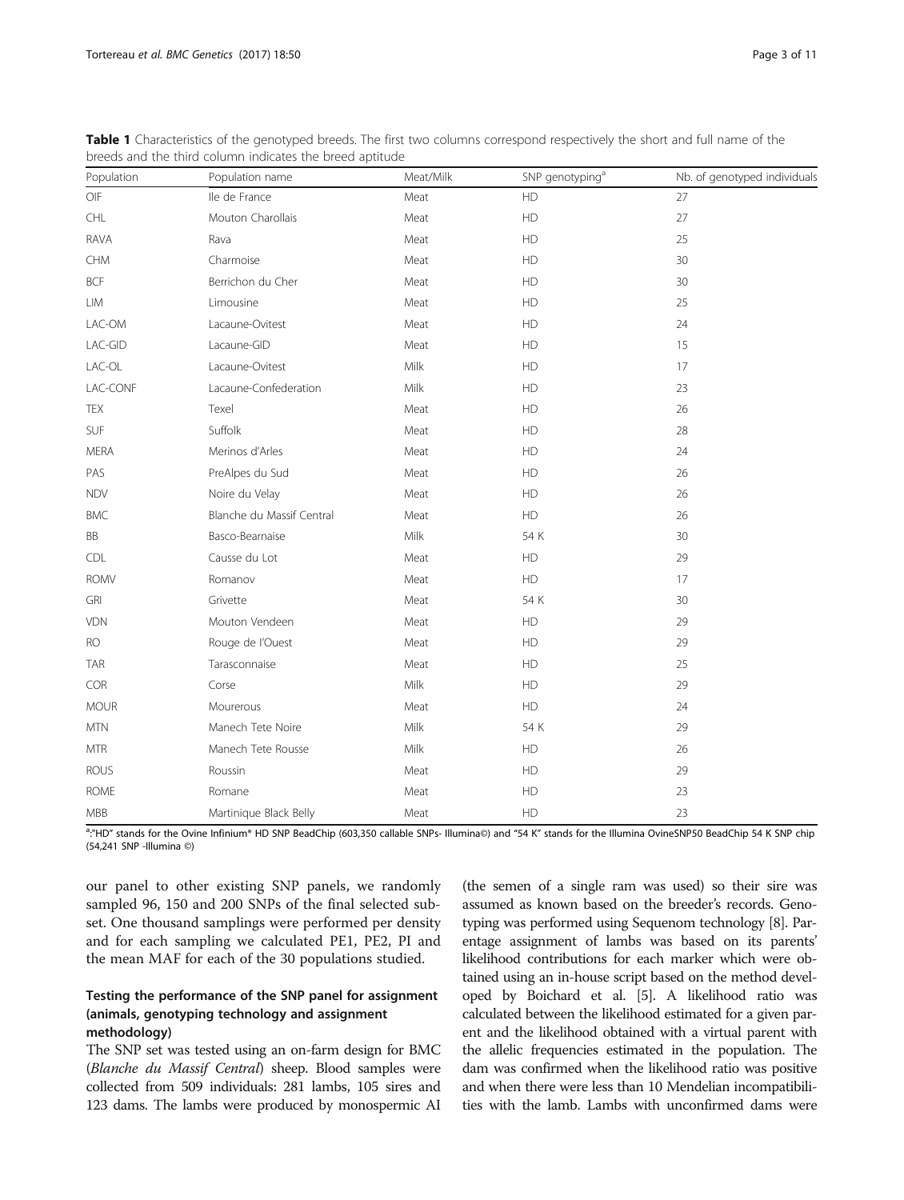**Table 1** Characteristics of the genotyped breeds. The first two columns correspond respectively the short and full name of the breeds and the third column indicates the breed aptitude

| Population | Population name | Meat/Milk | SNP genotyping[a] | Nb. of genotyped individuals |
|---|---|---|---|---|
| OIF | Ile de France | Meat | HD | 27 |
| CHL | Mouton Charollais | Meat | HD | 27 |
| RAVA | Rava | Meat | HD | 25 |
| CHM | Charmoise | Meat | HD | 30 |
| BCF | Berrichon du Cher | Meat | HD | 30 |
| LIM | Limousine | Meat | HD | 25 |
| LAC-OM | Lacaune-Ovitest | Meat | HD | 24 |
| LAC-GID | Lacaune-GID | Meat | HD | 15 |
| LAC-OL | Lacaune-Ovitest | Milk | HD | 17 |
| LAC-CONF | Lacaune-Confederation | Milk | HD | 23 |
| TEX | Texel | Meat | HD | 26 |
| SUF | Suffolk | Meat | HD | 28 |
| MERA | Merinos d'Arles | Meat | HD | 24 |
| PAS | PreAlpes du Sud | Meat | HD | 26 |
| NDV | Noire du Velay | Meat | HD | 26 |
| BMC | Blanche du Massif Central | Meat | HD | 26 |
| BB | Basco-Bearnaise | Milk | 54 K | 30 |
| CDL | Causse du Lot | Meat | HD | 29 |
| ROMV | Romanov | Meat | HD | 17 |
| GRI | Grivette | Meat | 54 K | 30 |
| VDN | Mouton Vendeen | Meat | HD | 29 |
| RO | Rouge de l'Ouest | Meat | HD | 29 |
| TAR | Tarasconnaise | Meat | HD | 25 |
| COR | Corse | Milk | HD | 29 |
| MOUR | Mourerous | Meat | HD | 24 |
| MTN | Manech Tete Noire | Milk | 54 K | 29 |
| MTR | Manech Tete Rousse | Milk | HD | 26 |
| ROUS | Roussin | Meat | HD | 29 |
| ROME | Romane | Meat | HD | 23 |
| MBB | Martinique Black Belly | Meat | HD | 23 |

[a]:"HD" stands for the Ovine Infinium® HD SNP BeadChip (603,350 callable SNPs- Illumina©) and "54 K" stands for the Illumina OvineSNP50 BeadChip 54 K SNP chip (54,241 SNP -Illumina ©)

our panel to other existing SNP panels, we randomly sampled 96, 150 and 200 SNPs of the final selected subset. One thousand samplings were performed per density and for each sampling we calculated PE1, PE2, PI and the mean MAF for each of the 30 populations studied.

### Testing the performance of the SNP panel for assignment (animals, genotyping technology and assignment methodology)

The SNP set was tested using an on-farm design for BMC (*Blanche du Massif Central*) sheep. Blood samples were collected from 509 individuals: 281 lambs, 105 sires and 123 dams. The lambs were produced by monospermic AI (the semen of a single ram was used) so their sire was assumed as known based on the breeder's records. Genotyping was performed using Sequenom technology [8]. Parentage assignment of lambs was based on its parents' likelihood contributions for each marker which were obtained using an in-house script based on the method developed by Boichard et al. [5]. A likelihood ratio was calculated between the likelihood estimated for a given parent and the likelihood obtained with a virtual parent with the allelic frequencies estimated in the population. The dam was confirmed when the likelihood ratio was positive and when there were less than 10 Mendelian incompatibilities with the lamb. Lambs with unconfirmed dams were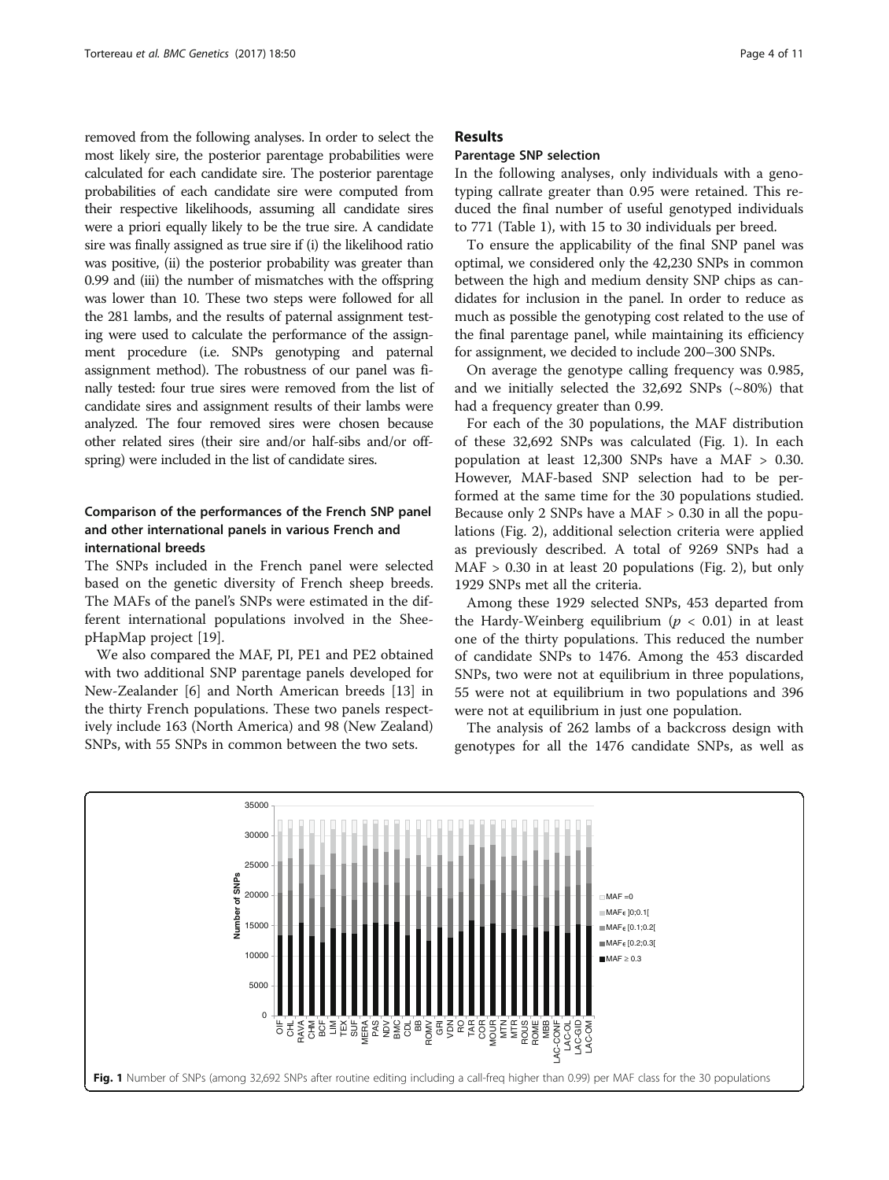removed from the following analyses. In order to select the most likely sire, the posterior parentage probabilities were calculated for each candidate sire. The posterior parentage probabilities of each candidate sire were computed from their respective likelihoods, assuming all candidate sires were a priori equally likely to be the true sire. A candidate sire was finally assigned as true sire if (i) the likelihood ratio was positive, (ii) the posterior probability was greater than 0.99 and (iii) the number of mismatches with the offspring was lower than 10. These two steps were followed for all the 281 lambs, and the results of paternal assignment testing were used to calculate the performance of the assignment procedure (i.e. SNPs genotyping and paternal assignment method). The robustness of our panel was finally tested: four true sires were removed from the list of candidate sires and assignment results of their lambs were analyzed. The four removed sires were chosen because other related sires (their sire and/or half-sibs and/or offspring) were included in the list of candidate sires.

### Comparison of the performances of the French SNP panel and other international panels in various French and international breeds

The SNPs included in the French panel were selected based on the genetic diversity of French sheep breeds. The MAFs of the panel's SNPs were estimated in the different international populations involved in the SheepHapMap project [19].

We also compared the MAF, PI, PE1 and PE2 obtained with two additional SNP parentage panels developed for New-Zealander [6] and North American breeds [13] in the thirty French populations. These two panels respectively include 163 (North America) and 98 (New Zealand) SNPs, with 55 SNPs in common between the two sets.

## Results

### Parentage SNP selection

In the following analyses, only individuals with a genotyping callrate greater than 0.95 were retained. This reduced the final number of useful genotyped individuals to 771 (Table 1), with 15 to 30 individuals per breed.

To ensure the applicability of the final SNP panel was optimal, we considered only the 42,230 SNPs in common between the high and medium density SNP chips as candidates for inclusion in the panel. In order to reduce as much as possible the genotyping cost related to the use of the final parentage panel, while maintaining its efficiency for assignment, we decided to include 200–300 SNPs.

On average the genotype calling frequency was 0.985, and we initially selected the 32,692 SNPs (~80%) that had a frequency greater than 0.99.

For each of the 30 populations, the MAF distribution of these 32,692 SNPs was calculated (Fig. 1). In each population at least 12,300 SNPs have a MAF > 0.30. However, MAF-based SNP selection had to be performed at the same time for the 30 populations studied. Because only 2 SNPs have a MAF > 0.30 in all the populations (Fig. 2), additional selection criteria were applied as previously described. A total of 9269 SNPs had a MAF > 0.30 in at least 20 populations (Fig. 2), but only 1929 SNPs met all the criteria.

Among these 1929 selected SNPs, 453 departed from the Hardy-Weinberg equilibrium ($p < 0.01$) in at least one of the thirty populations. This reduced the number of candidate SNPs to 1476. Among the 453 discarded SNPs, two were not at equilibrium in three populations, 55 were not at equilibrium in two populations and 396 were not at equilibrium in just one population.

The analysis of 262 lambs of a backcross design with genotypes for all the 1476 candidate SNPs, as well as

**Fig. 1** Number of SNPs (among 32,692 SNPs after routine editing including a call-freq higher than 0.99) per MAF class for the 30 populations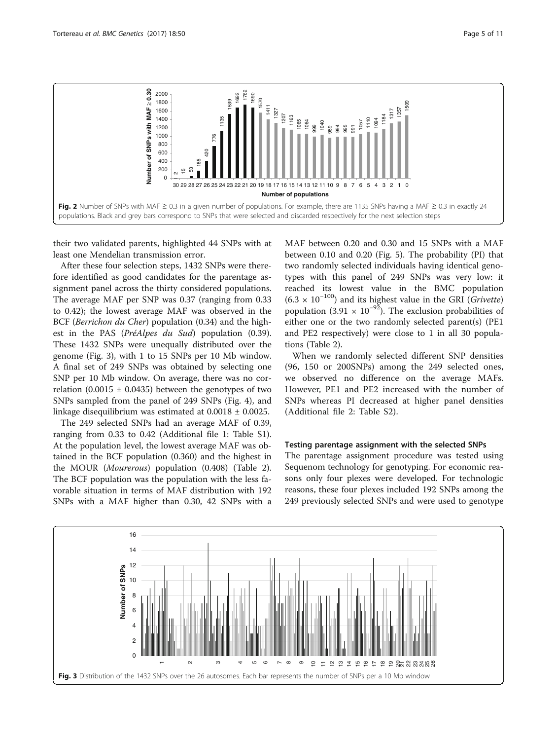Fig. 2 Number of SNPs with MAF ≥ 0.3 in a given number of populations. For example, there are 1135 SNPs having a MAF ≥ 0.3 in exactly 24 populations. Black and grey bars correspond to SNPs that were selected and discarded respectively for the next selection steps

their two validated parents, highlighted 44 SNPs with at least one Mendelian transmission error.

After these four selection steps, 1432 SNPs were therefore identified as good candidates for the parentage assignment panel across the thirty considered populations. The average MAF per SNP was 0.37 (ranging from 0.33 to 0.42); the lowest average MAF was observed in the BCF (*Berrichon du Cher*) population (0.34) and the highest in the PAS (*PréAlpes du Sud*) population (0.39). These 1432 SNPs were unequally distributed over the genome (Fig. 3), with 1 to 15 SNPs per 10 Mb window. A final set of 249 SNPs was obtained by selecting one SNP per 10 Mb window. On average, there was no correlation (0.0015 ± 0.0435) between the genotypes of two SNPs sampled from the panel of 249 SNPs (Fig. 4), and linkage disequilibrium was estimated at 0.0018 ± 0.0025.

The 249 selected SNPs had an average MAF of 0.39, ranging from 0.33 to 0.42 (Additional file 1: Table S1). At the population level, the lowest average MAF was obtained in the BCF population (0.360) and the highest in the MOUR (*Mourerous*) population (0.408) (Table 2). The BCF population was the population with the less favorable situation in terms of MAF distribution with 192 SNPs with a MAF higher than 0.30, 42 SNPs with a MAF between 0.20 and 0.30 and 15 SNPs with a MAF between 0.10 and 0.20 (Fig. 5). The probability (PI) that two randomly selected individuals having identical genotypes with this panel of 249 SNPs was very low: it reached its lowest value in the BMC population ($6.3 \times 10^{-100}$) and its highest value in the GRI (*Grivette*) population ($3.91 \times 10^{-92}$). The exclusion probabilities of either one or the two randomly selected parent(s) (PE1 and PE2 respectively) were close to 1 in all 30 populations (Table 2).

When we randomly selected different SNP densities (96, 150 or 200SNPs) among the 249 selected ones, we observed no difference on the average MAFs. However, PE1 and PE2 increased with the number of SNPs whereas PI decreased at higher panel densities (Additional file 2: Table S2).

### Testing parentage assignment with the selected SNPs

The parentage assignment procedure was tested using Sequenom technology for genotyping. For economic reasons only four plexes were developed. For technologic reasons, these four plexes included 192 SNPs among the 249 previously selected SNPs and were used to genotype

Fig. 3 Distribution of the 1432 SNPs over the 26 autosomes. Each bar represents the number of SNPs per a 10 Mb window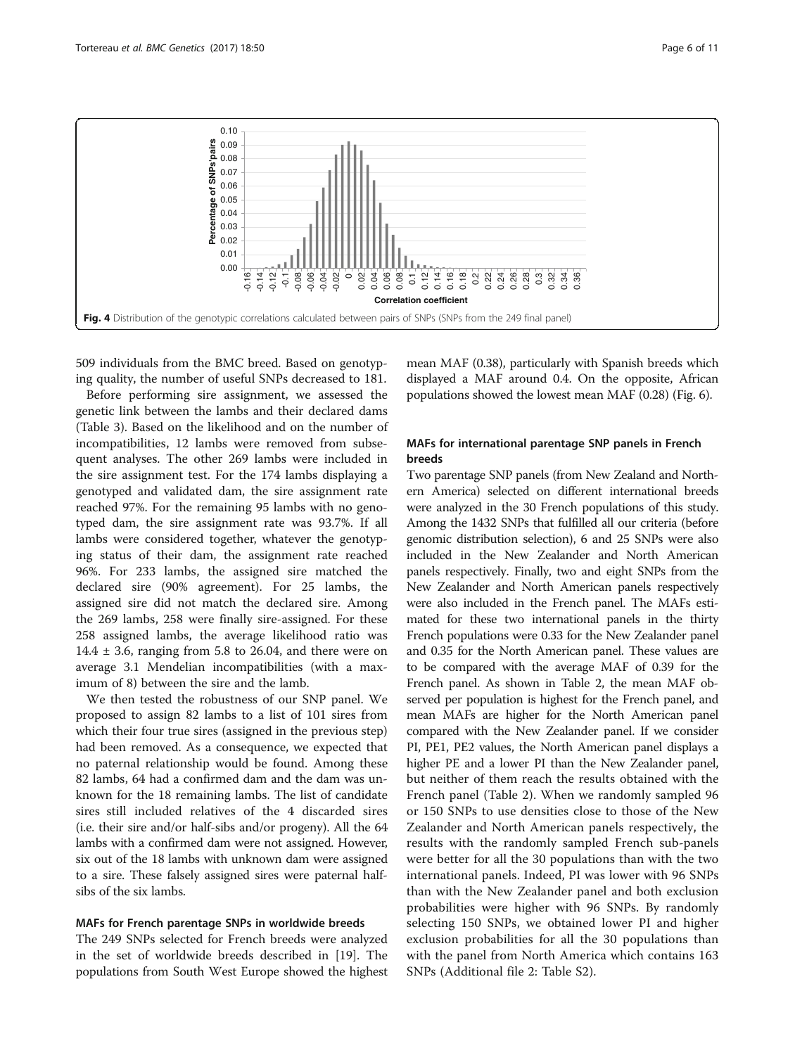Fig. 4 Distribution of the genotypic correlations calculated between pairs of SNPs (SNPs from the 249 final panel)

509 individuals from the BMC breed. Based on genotyping quality, the number of useful SNPs decreased to 181.

Before performing sire assignment, we assessed the genetic link between the lambs and their declared dams (Table 3). Based on the likelihood and on the number of incompatibilities, 12 lambs were removed from subsequent analyses. The other 269 lambs were included in the sire assignment test. For the 174 lambs displaying a genotyped and validated dam, the sire assignment rate reached 97%. For the remaining 95 lambs with no genotyped dam, the sire assignment rate was 93.7%. If all lambs were considered together, whatever the genotyping status of their dam, the assignment rate reached 96%. For 233 lambs, the assigned sire matched the declared sire (90% agreement). For 25 lambs, the assigned sire did not match the declared sire. Among the 269 lambs, 258 were finally sire-assigned. For these 258 assigned lambs, the average likelihood ratio was $14.4 \pm 3.6$, ranging from 5.8 to 26.04, and there were on average 3.1 Mendelian incompatibilities (with a maximum of 8) between the sire and the lamb.

We then tested the robustness of our SNP panel. We proposed to assign 82 lambs to a list of 101 sires from which their four true sires (assigned in the previous step) had been removed. As a consequence, we expected that no paternal relationship would be found. Among these 82 lambs, 64 had a confirmed dam and the dam was unknown for the 18 remaining lambs. The list of candidate sires still included relatives of the 4 discarded sires (i.e. their sire and/or half-sibs and/or progeny). All the 64 lambs with a confirmed dam were not assigned. However, six out of the 18 lambs with unknown dam were assigned to a sire. These falsely assigned sires were paternal half-sibs of the six lambs.

### MAFs for French parentage SNPs in worldwide breeds

The 249 SNPs selected for French breeds were analyzed in the set of worldwide breeds described in [19]. The populations from South West Europe showed the highest mean MAF (0.38), particularly with Spanish breeds which displayed a MAF around 0.4. On the opposite, African populations showed the lowest mean MAF (0.28) (Fig. 6).

### MAFs for international parentage SNP panels in French breeds

Two parentage SNP panels (from New Zealand and Northern America) selected on different international breeds were analyzed in the 30 French populations of this study. Among the 1432 SNPs that fulfilled all our criteria (before genomic distribution selection), 6 and 25 SNPs were also included in the New Zealander and North American panels respectively. Finally, two and eight SNPs from the New Zealander and North American panels respectively were also included in the French panel. The MAFs estimated for these two international panels in the thirty French populations were 0.33 for the New Zealander panel and 0.35 for the North American panel. These values are to be compared with the average MAF of 0.39 for the French panel. As shown in Table 2, the mean MAF observed per population is highest for the French panel, and mean MAFs are higher for the North American panel compared with the New Zealander panel. If we consider PI, PE1, PE2 values, the North American panel displays a higher PE and a lower PI than the New Zealander panel, but neither of them reach the results obtained with the French panel (Table 2). When we randomly sampled 96 or 150 SNPs to use densities close to those of the New Zealander and North American panels respectively, the results with the randomly sampled French sub-panels were better for all the 30 populations than with the two international panels. Indeed, PI was lower with 96 SNPs than with the New Zealander panel and both exclusion probabilities were higher with 96 SNPs. By randomly selecting 150 SNPs, we obtained lower PI and higher exclusion probabilities for all the 30 populations than with the panel from North America which contains 163 SNPs (Additional file 2: Table S2).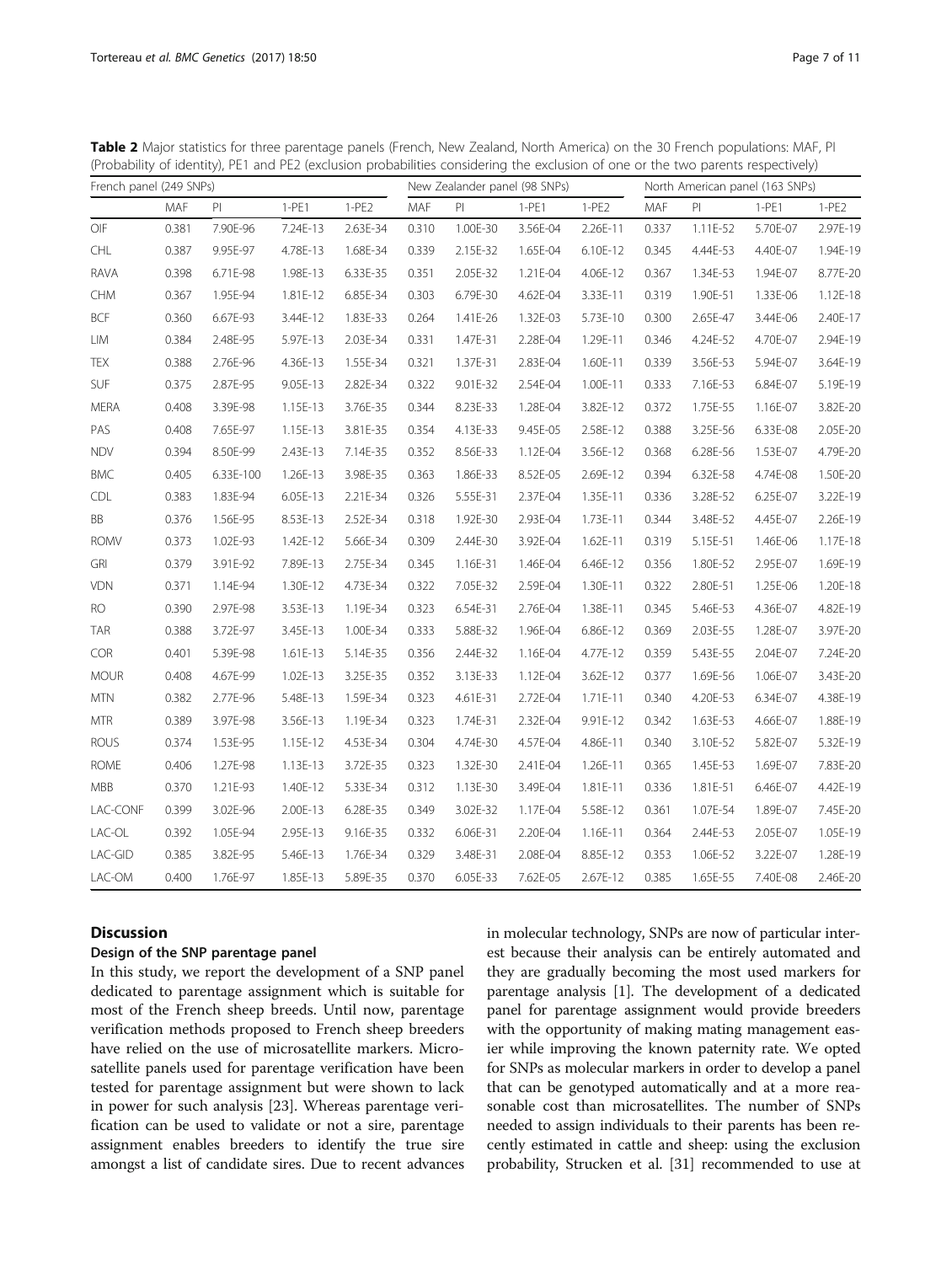**Table 2** Major statistics for three parentage panels (French, New Zealand, North America) on the 30 French populations: MAF, PI (Probability of identity), PE1 and PE2 (exclusion probabilities considering the exclusion of one or the two parents respectively)

| French panel (249 SNPs) | | | | | New Zealander panel (98 SNPs) | | | | North American panel (163 SNPs) | | | |
|---|---|---|---|---|---|---|---|---|---|---|---|---|
| | MAF | PI | 1-PE1 | 1-PE2 | MAF | PI | 1-PE1 | 1-PE2 | MAF | PI | 1-PE1 | 1-PE2 |
| OIF | 0.381 | 7.90E-96 | 7.24E-13 | 2.63E-34 | 0.310 | 1.00E-30 | 3.56E-04 | 2.26E-11 | 0.337 | 1.11E-52 | 5.70E-07 | 2.97E-19 |
| CHL | 0.387 | 9.95E-97 | 4.78E-13 | 1.68E-34 | 0.339 | 2.15E-32 | 1.65E-04 | 6.10E-12 | 0.345 | 4.44E-53 | 4.40E-07 | 1.94E-19 |
| RAVA | 0.398 | 6.71E-98 | 1.98E-13 | 6.33E-35 | 0.351 | 2.05E-32 | 1.21E-04 | 4.06E-12 | 0.367 | 1.34E-53 | 1.94E-07 | 8.77E-20 |
| CHM | 0.367 | 1.95E-94 | 1.81E-12 | 6.85E-34 | 0.303 | 6.79E-30 | 4.62E-04 | 3.33E-11 | 0.319 | 1.90E-51 | 1.33E-06 | 1.12E-18 |
| BCF | 0.360 | 6.67E-93 | 3.44E-12 | 1.83E-33 | 0.264 | 1.41E-26 | 1.32E-03 | 5.73E-10 | 0.300 | 2.65E-47 | 3.44E-06 | 2.40E-17 |
| LIM | 0.384 | 2.48E-95 | 5.97E-13 | 2.03E-34 | 0.331 | 1.47E-31 | 2.28E-04 | 1.29E-11 | 0.346 | 4.24E-52 | 4.70E-07 | 2.94E-19 |
| TEX | 0.388 | 2.76E-96 | 4.36E-13 | 1.55E-34 | 0.321 | 1.37E-31 | 2.83E-04 | 1.60E-11 | 0.339 | 3.56E-53 | 5.94E-07 | 3.64E-19 |
| SUF | 0.375 | 2.87E-95 | 9.05E-13 | 2.82E-34 | 0.322 | 9.01E-32 | 2.54E-04 | 1.00E-11 | 0.333 | 7.16E-53 | 6.84E-07 | 5.19E-19 |
| MERA | 0.408 | 3.39E-98 | 1.15E-13 | 3.76E-35 | 0.344 | 8.23E-33 | 1.28E-04 | 3.82E-12 | 0.372 | 1.75E-55 | 1.16E-07 | 3.82E-20 |
| PAS | 0.408 | 7.65E-97 | 1.15E-13 | 3.81E-35 | 0.354 | 4.13E-33 | 9.45E-05 | 2.58E-12 | 0.388 | 3.25E-56 | 6.33E-08 | 2.05E-20 |
| NDV | 0.394 | 8.50E-99 | 2.43E-13 | 7.14E-35 | 0.352 | 8.56E-33 | 1.12E-04 | 3.56E-12 | 0.368 | 6.28E-56 | 1.53E-07 | 4.79E-20 |
| BMC | 0.405 | 6.33E-100 | 1.26E-13 | 3.98E-35 | 0.363 | 1.86E-33 | 8.52E-05 | 2.69E-12 | 0.394 | 6.32E-58 | 4.74E-08 | 1.50E-20 |
| CDL | 0.383 | 1.83E-94 | 6.05E-13 | 2.21E-34 | 0.326 | 5.55E-31 | 2.37E-04 | 1.35E-11 | 0.336 | 3.28E-52 | 6.25E-07 | 3.22E-19 |
| BB | 0.376 | 1.56E-95 | 8.53E-13 | 2.52E-34 | 0.318 | 1.92E-30 | 2.93E-04 | 1.73E-11 | 0.344 | 3.48E-52 | 4.45E-07 | 2.26E-19 |
| ROMV | 0.373 | 1.02E-93 | 1.42E-12 | 5.66E-34 | 0.309 | 2.44E-30 | 3.92E-04 | 1.62E-11 | 0.319 | 5.15E-51 | 1.46E-06 | 1.17E-18 |
| GRI | 0.379 | 3.91E-92 | 7.89E-13 | 2.75E-34 | 0.345 | 1.16E-31 | 1.46E-04 | 6.46E-12 | 0.356 | 1.80E-52 | 2.95E-07 | 1.69E-19 |
| VDN | 0.371 | 1.14E-94 | 1.30E-12 | 4.73E-34 | 0.322 | 7.05E-32 | 2.59E-04 | 1.30E-11 | 0.322 | 2.80E-51 | 1.25E-06 | 1.20E-18 |
| RO | 0.390 | 2.97E-98 | 3.53E-13 | 1.19E-34 | 0.323 | 6.54E-31 | 2.76E-04 | 1.38E-11 | 0.345 | 5.46E-53 | 4.36E-07 | 4.82E-19 |
| TAR | 0.388 | 3.72E-97 | 3.45E-13 | 1.00E-34 | 0.333 | 5.88E-32 | 1.96E-04 | 6.86E-12 | 0.369 | 2.03E-55 | 1.28E-07 | 3.97E-20 |
| COR | 0.401 | 5.39E-98 | 1.61E-13 | 5.14E-35 | 0.356 | 2.44E-32 | 1.16E-04 | 4.77E-12 | 0.359 | 5.43E-55 | 2.04E-07 | 7.24E-20 |
| MOUR | 0.408 | 4.67E-99 | 1.02E-13 | 3.25E-35 | 0.352 | 3.13E-33 | 1.12E-04 | 3.62E-12 | 0.377 | 1.69E-56 | 1.06E-07 | 3.43E-20 |
| MTN | 0.382 | 2.77E-96 | 5.48E-13 | 1.59E-34 | 0.323 | 4.61E-31 | 2.72E-04 | 1.71E-11 | 0.340 | 4.20E-53 | 6.34E-07 | 4.38E-19 |
| MTR | 0.389 | 3.97E-98 | 3.56E-13 | 1.19E-34 | 0.323 | 1.74E-31 | 2.32E-04 | 9.91E-12 | 0.342 | 1.63E-53 | 4.66E-07 | 1.88E-19 |
| ROUS | 0.374 | 1.53E-95 | 1.15E-12 | 4.53E-34 | 0.304 | 4.74E-30 | 4.57E-04 | 4.86E-11 | 0.340 | 3.10E-52 | 5.82E-07 | 5.32E-19 |
| ROME | 0.406 | 1.27E-98 | 1.13E-13 | 3.72E-35 | 0.323 | 1.32E-30 | 2.41E-04 | 1.26E-11 | 0.365 | 1.45E-53 | 1.69E-07 | 7.83E-20 |
| MBB | 0.370 | 1.21E-93 | 1.40E-12 | 5.33E-34 | 0.312 | 1.13E-30 | 3.49E-04 | 1.81E-11 | 0.336 | 1.81E-51 | 6.46E-07 | 4.42E-19 |
| LAC-CONF | 0.399 | 3.02E-96 | 2.00E-13 | 6.28E-35 | 0.349 | 3.02E-32 | 1.17E-04 | 5.58E-12 | 0.361 | 1.07E-54 | 1.89E-07 | 7.45E-20 |
| LAC-OL | 0.392 | 1.05E-94 | 2.95E-13 | 9.16E-35 | 0.332 | 6.06E-31 | 2.20E-04 | 1.16E-11 | 0.364 | 2.44E-53 | 2.05E-07 | 1.05E-19 |
| LAC-GID | 0.385 | 3.82E-95 | 5.46E-13 | 1.76E-34 | 0.329 | 3.48E-31 | 2.08E-04 | 8.85E-12 | 0.353 | 1.06E-52 | 3.22E-07 | 1.28E-19 |
| LAC-OM | 0.400 | 1.76E-97 | 1.85E-13 | 5.89E-35 | 0.370 | 6.05E-33 | 7.62E-05 | 2.67E-12 | 0.385 | 1.65E-55 | 7.40E-08 | 2.46E-20 |

## Discussion

### Design of the SNP parentage panel

In this study, we report the development of a SNP panel dedicated to parentage assignment which is suitable for most of the French sheep breeds. Until now, parentage verification methods proposed to French sheep breeders have relied on the use of microsatellite markers. Microsatellite panels used for parentage verification have been tested for parentage assignment but were shown to lack in power for such analysis [23]. Whereas parentage verification can be used to validate or not a sire, parentage assignment enables breeders to identify the true sire amongst a list of candidate sires. Due to recent advances in molecular technology, SNPs are now of particular interest because their analysis can be entirely automated and they are gradually becoming the most used markers for parentage analysis [1]. The development of a dedicated panel for parentage assignment would provide breeders with the opportunity of making mating management easier while improving the known paternity rate. We opted for SNPs as molecular markers in order to develop a panel that can be genotyped automatically and at a more reasonable cost than microsatellites. The number of SNPs needed to assign individuals to their parents has been recently estimated in cattle and sheep: using the exclusion probability, Strucken et al. [31] recommended to use at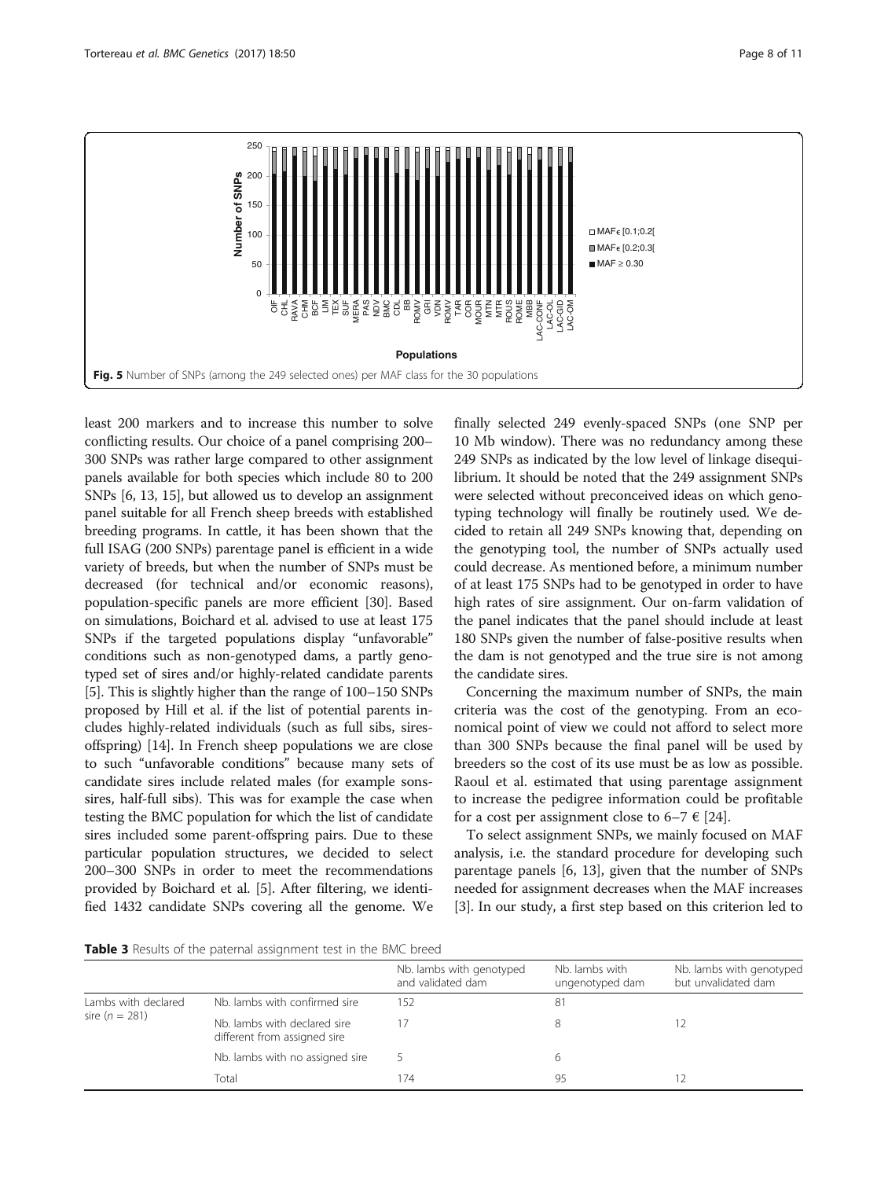Fig. 5 Number of SNPs (among the 249 selected ones) per MAF class for the 30 populations

least 200 markers and to increase this number to solve conflicting results. Our choice of a panel comprising 200–300 SNPs was rather large compared to other assignment panels available for both species which include 80 to 200 SNPs [6, 13, 15], but allowed us to develop an assignment panel suitable for all French sheep breeds with established breeding programs. In cattle, it has been shown that the full ISAG (200 SNPs) parentage panel is efficient in a wide variety of breeds, but when the number of SNPs must be decreased (for technical and/or economic reasons), population-specific panels are more efficient [30]. Based on simulations, Boichard et al. advised to use at least 175 SNPs if the targeted populations display "unfavorable" conditions such as non-genotyped dams, a partly genotyped set of sires and/or highly-related candidate parents [5]. This is slightly higher than the range of 100–150 SNPs proposed by Hill et al. if the list of potential parents includes highly-related individuals (such as full sibs, sires-offspring) [14]. In French sheep populations we are close to such "unfavorable conditions" because many sets of candidate sires include related males (for example sons-sires, half-full sibs). This was for example the case when testing the BMC population for which the list of candidate sires included some parent-offspring pairs. Due to these particular population structures, we decided to select 200–300 SNPs in order to meet the recommendations provided by Boichard et al. [5]. After filtering, we identified 1432 candidate SNPs covering all the genome. We finally selected 249 evenly-spaced SNPs (one SNP per 10 Mb window). There was no redundancy among these 249 SNPs as indicated by the low level of linkage disequilibrium. It should be noted that the 249 assignment SNPs were selected without preconceived ideas on which genotyping technology will finally be routinely used. We decided to retain all 249 SNPs knowing that, depending on the genotyping tool, the number of SNPs actually used could decrease. As mentioned before, a minimum number of at least 175 SNPs had to be genotyped in order to have high rates of sire assignment. Our on-farm validation of the panel indicates that the panel should include at least 180 SNPs given the number of false-positive results when the dam is not genotyped and the true sire is not among the candidate sires.

Concerning the maximum number of SNPs, the main criteria was the cost of the genotyping. From an economical point of view we could not afford to select more than 300 SNPs because the final panel will be used by breeders so the cost of its use must be as low as possible. Raoul et al. estimated that using parentage assignment to increase the pedigree information could be profitable for a cost per assignment close to 6–7 € [24].

To select assignment SNPs, we mainly focused on MAF analysis, i.e. the standard procedure for developing such parentage panels [6, 13], given that the number of SNPs needed for assignment decreases when the MAF increases [3]. In our study, a first step based on this criterion led to

**Table 3** Results of the paternal assignment test in the BMC breed

| | | Nb. lambs with genotyped and validated dam | Nb. lambs with ungenotyped dam | Nb. lambs with genotyped but unvalidated dam |
|---|---|---|---|---|
| Lambs with declared sire ($n$ = 281) | Nb. lambs with confirmed sire | 152 | 81 | |
| | Nb. lambs with declared sire different from assigned sire | 17 | 8 | 12 |
| | Nb. lambs with no assigned sire | 5 | 6 | |
| | Total | 174 | 95 | 12 |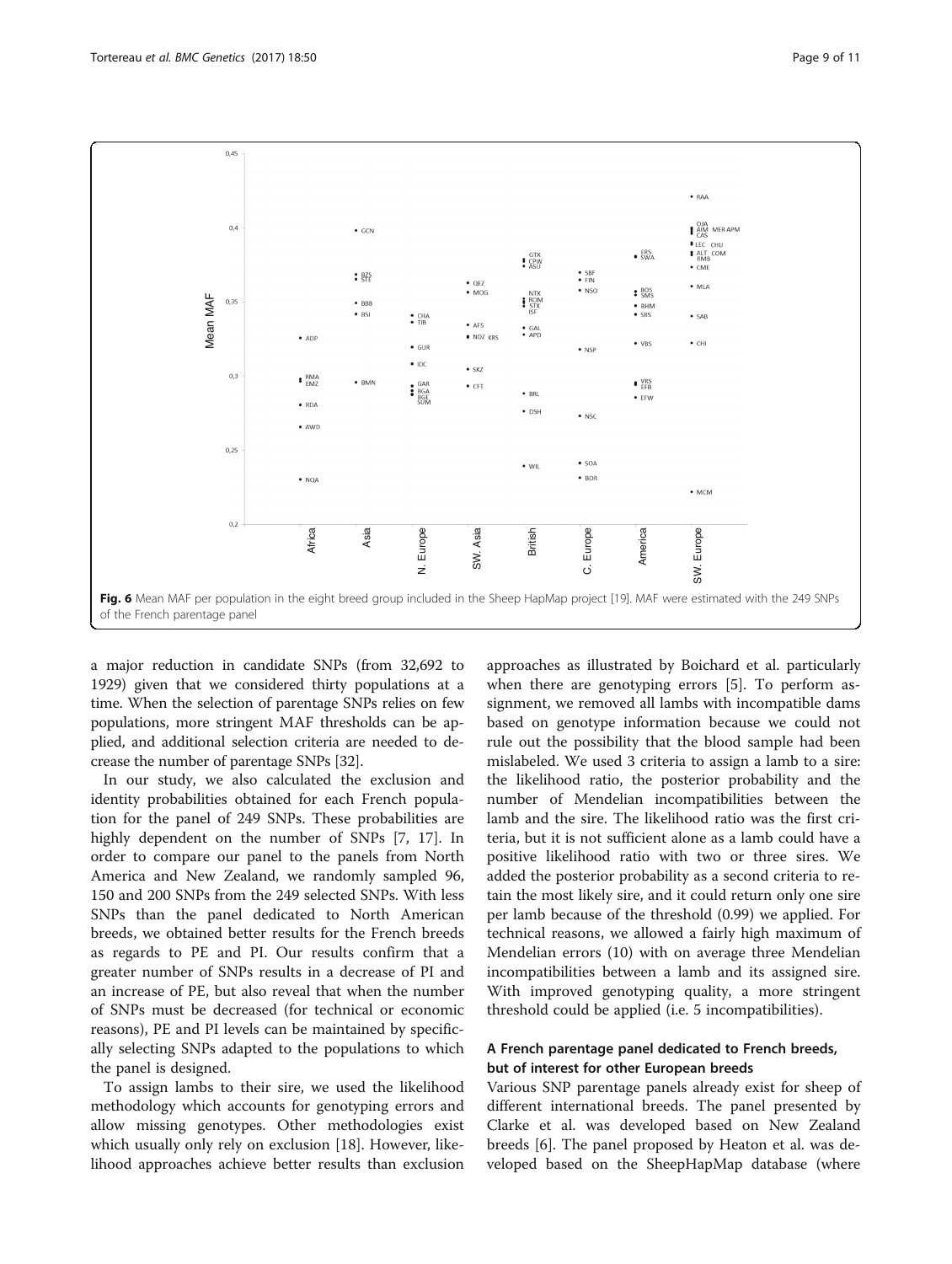Fig. 6 Mean MAF per population in the eight breed group included in the Sheep HapMap project [19]. MAF were estimated with the 249 SNPs of the French parentage panel

a major reduction in candidate SNPs (from 32,692 to 1929) given that we considered thirty populations at a time. When the selection of parentage SNPs relies on few populations, more stringent MAF thresholds can be applied, and additional selection criteria are needed to decrease the number of parentage SNPs [32].

In our study, we also calculated the exclusion and identity probabilities obtained for each French population for the panel of 249 SNPs. These probabilities are highly dependent on the number of SNPs [7, 17]. In order to compare our panel to the panels from North America and New Zealand, we randomly sampled 96, 150 and 200 SNPs from the 249 selected SNPs. With less SNPs than the panel dedicated to North American breeds, we obtained better results for the French breeds as regards to PE and PI. Our results confirm that a greater number of SNPs results in a decrease of PI and an increase of PE, but also reveal that when the number of SNPs must be decreased (for technical or economic reasons), PE and PI levels can be maintained by specifically selecting SNPs adapted to the populations to which the panel is designed.

To assign lambs to their sire, we used the likelihood methodology which accounts for genotyping errors and allow missing genotypes. Other methodologies exist which usually only rely on exclusion [18]. However, likelihood approaches achieve better results than exclusion approaches as illustrated by Boichard et al. particularly when there are genotyping errors [5]. To perform assignment, we removed all lambs with incompatible dams based on genotype information because we could not rule out the possibility that the blood sample had been mislabeled. We used 3 criteria to assign a lamb to a sire: the likelihood ratio, the posterior probability and the number of Mendelian incompatibilities between the lamb and the sire. The likelihood ratio was the first criteria, but it is not sufficient alone as a lamb could have a positive likelihood ratio with two or three sires. We added the posterior probability as a second criteria to retain the most likely sire, and it could return only one sire per lamb because of the threshold (0.99) we applied. For technical reasons, we allowed a fairly high maximum of Mendelian errors (10) with on average three Mendelian incompatibilities between a lamb and its assigned sire. With improved genotyping quality, a more stringent threshold could be applied (i.e. 5 incompatibilities).

## A French parentage panel dedicated to French breeds, but of interest for other European breeds

Various SNP parentage panels already exist for sheep of different international breeds. The panel presented by Clarke et al. was developed based on New Zealand breeds [6]. The panel proposed by Heaton et al. was developed based on the SheepHapMap database (where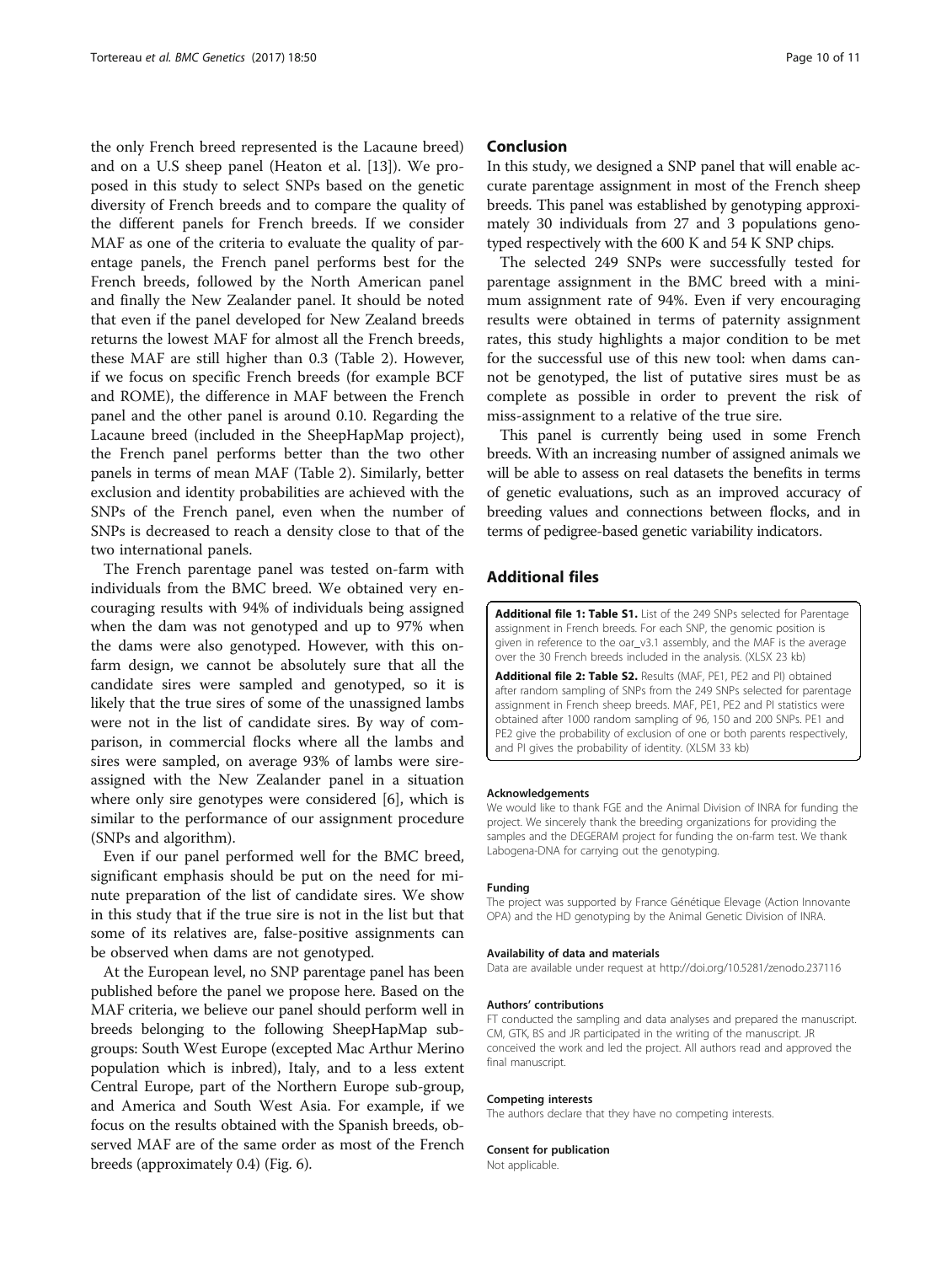the only French breed represented is the Lacaune breed) and on a U.S sheep panel (Heaton et al. [13]). We proposed in this study to select SNPs based on the genetic diversity of French breeds and to compare the quality of the different panels for French breeds. If we consider MAF as one of the criteria to evaluate the quality of parentage panels, the French panel performs best for the French breeds, followed by the North American panel and finally the New Zealander panel. It should be noted that even if the panel developed for New Zealand breeds returns the lowest MAF for almost all the French breeds, these MAF are still higher than 0.3 (Table 2). However, if we focus on specific French breeds (for example BCF and ROME), the difference in MAF between the French panel and the other panel is around 0.10. Regarding the Lacaune breed (included in the SheepHapMap project), the French panel performs better than the two other panels in terms of mean MAF (Table 2). Similarly, better exclusion and identity probabilities are achieved with the SNPs of the French panel, even when the number of SNPs is decreased to reach a density close to that of the two international panels.

The French parentage panel was tested on-farm with individuals from the BMC breed. We obtained very encouraging results with 94% of individuals being assigned when the dam was not genotyped and up to 97% when the dams were also genotyped. However, with this on-farm design, we cannot be absolutely sure that all the candidate sires were sampled and genotyped, so it is likely that the true sires of some of the unassigned lambs were not in the list of candidate sires. By way of comparison, in commercial flocks where all the lambs and sires were sampled, on average 93% of lambs were sire-assigned with the New Zealander panel in a situation where only sire genotypes were considered [6], which is similar to the performance of our assignment procedure (SNPs and algorithm).

Even if our panel performed well for the BMC breed, significant emphasis should be put on the need for minute preparation of the list of candidate sires. We show in this study that if the true sire is not in the list but that some of its relatives are, false-positive assignments can be observed when dams are not genotyped.

At the European level, no SNP parentage panel has been published before the panel we propose here. Based on the MAF criteria, we believe our panel should perform well in breeds belonging to the following SheepHapMap subgroups: South West Europe (excepted Mac Arthur Merino population which is inbred), Italy, and to a less extent Central Europe, part of the Northern Europe sub-group, and America and South West Asia. For example, if we focus on the results obtained with the Spanish breeds, observed MAF are of the same order as most of the French breeds (approximately 0.4) (Fig. 6).

## Conclusion

In this study, we designed a SNP panel that will enable accurate parentage assignment in most of the French sheep breeds. This panel was established by genotyping approximately 30 individuals from 27 and 3 populations genotyped respectively with the 600 K and 54 K SNP chips.

The selected 249 SNPs were successfully tested for parentage assignment in the BMC breed with a minimum assignment rate of 94%. Even if very encouraging results were obtained in terms of paternity assignment rates, this study highlights a major condition to be met for the successful use of this new tool: when dams cannot be genotyped, the list of putative sires must be as complete as possible in order to prevent the risk of miss-assignment to a relative of the true sire.

This panel is currently being used in some French breeds. With an increasing number of assigned animals we will be able to assess on real datasets the benefits in terms of genetic evaluations, such as an improved accuracy of breeding values and connections between flocks, and in terms of pedigree-based genetic variability indicators.

## Additional files

**Additional file 1: Table S1.** List of the 249 SNPs selected for Parentage assignment in French breeds. For each SNP, the genomic position is given in reference to the oar_v3.1 assembly, and the MAF is the average over the 30 French breeds included in the analysis. (XLSX 23 kb)

**Additional file 2: Table S2.** Results (MAF, PE1, PE2 and PI) obtained after random sampling of SNPs from the 249 SNPs selected for parentage assignment in French sheep breeds. MAF, PE1, PE2 and PI statistics were obtained after 1000 random sampling of 96, 150 and 200 SNPs. PE1 and PE2 give the probability of exclusion of one or both parents respectively, and PI gives the probability of identity. (XLSM 33 kb)

#### Acknowledgements

We would like to thank FGE and the Animal Division of INRA for funding the project. We sincerely thank the breeding organizations for providing the samples and the DEGERAM project for funding the on-farm test. We thank Labogena-DNA for carrying out the genotyping.

#### Funding

The project was supported by France Génétique Elevage (Action Innovante OPA) and the HD genotyping by the Animal Genetic Division of INRA.

#### Availability of data and materials

Data are available under request at http://doi.org/10.5281/zenodo.237116

#### Authors' contributions

FT conducted the sampling and data analyses and prepared the manuscript. CM, GTK, BS and JR participated in the writing of the manuscript. JR conceived the work and led the project. All authors read and approved the final manuscript.

#### Competing interests

The authors declare that they have no competing interests.

#### Consent for publication

Not applicable.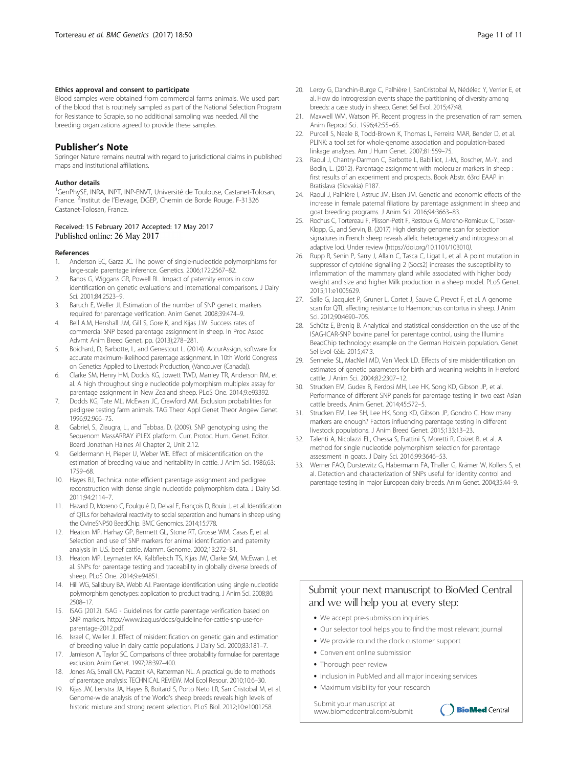#### Ethics approval and consent to participate

Blood samples were obtained from commercial farms animals. We used part of the blood that is routinely sampled as part of the National Selection Program for Resistance to Scrapie, so no additional sampling was needed. All the breeding organizations agreed to provide these samples.

## Publisher's Note

Springer Nature remains neutral with regard to jurisdictional claims in published maps and institutional affiliations.

#### Author details

[1]GenPhySE, INRA, INPT, INP-ENVT, Université de Toulouse, Castanet-Tolosan, France. [2]Institut de l'Elevage, DGEP, Chemin de Borde Rouge, F-31326 Castanet-Tolosan, France.

Received: 15 February 2017 Accepted: 17 May 2017
Published online: 26 May 2017

#### References

1. Anderson EC, Garza JC. The power of single-nucleotide polymorphisms for large-scale parentage inference. Genetics. 2006;172:2567–82.
2. Banos G, Wiggans GR, Powell RL. Impact of paternity errors in cow identification on genetic evaluations and international comparisons. J Dairy Sci. 2001;84:2523–9.
3. Baruch E, Weller JI. Estimation of the number of SNP genetic markers required for parentage verification. Anim Genet. 2008;39:474–9.
4. Bell A.M, Henshall J.M, Gill S, Gore K, and Kijas J.W. Success rates of commercial SNP based parentage assignment in sheep. In Proc Assoc Advmt Anim Breed Genet, pp. (2013);278–281.
5. Boichard, D, Barbotte, L, and Genestout L. (2014). AccurAssign, software for accurate maximum-likelihood parentage assignment. In 10th World Congress on Genetics Applied to Livestock Production, (Vancouver (Canada)).
6. Clarke SM, Henry HM, Dodds KG, Jowett TWD, Manley TR, Anderson RM, et al. A high throughput single nucleotide polymorphism multiplex assay for parentage assignment in New Zealand sheep. PLoS One. 2014;9:e93392.
7. Dodds KG, Tate ML, McEwan JC, Crawford AM. Exclusion probabilities for pedigree testing farm animals. TAG Theor Appl Genet Theor Angew Genet. 1996;92:966–75.
8. Gabriel, S., Ziaugra, L., and Tabbaa, D. (2009). SNP genotyping using the Sequenom MassARRAY iPLEX platform. Curr. Protoc. Hum. Genet. Editor. Board Jonathan Haines Al Chapter 2, Unit 2.12.
9. Geldermann H, Pieper U, Weber WE. Effect of misidentification on the estimation of breeding value and heritability in cattle. J Anim Sci. 1986;63: 1759–68.
10. Hayes BJ, Technical note: efficient parentage assignment and pedigree reconstruction with dense single nucleotide polymorphism data. J Dairy Sci. 2011;94:2114–7.
11. Hazard D, Moreno C, Foulquié D, Delval E, François D, Bouix J, et al. Identification of QTLs for behavioral reactivity to social separation and humans in sheep using the OvineSNP50 BeadChip. BMC Genomics. 2014;15:778.
12. Heaton MP, Harhay GP, Bennett GL, Stone RT, Grosse WM, Casas E, et al. Selection and use of SNP markers for animal identification and paternity analysis in U.S. beef cattle. Mamm. Genome. 2002;13:272–81.
13. Heaton MP, Leymaster KA, Kalbfleisch TS, Kijas JW, Clarke SM, McEwan J, et al. SNPs for parentage testing and traceability in globally diverse breeds of sheep. PLoS One. 2014;9:e94851.
14. Hill WG, Salisbury BA, Webb AJ. Parentage identification using single nucleotide polymorphism genotypes: application to product tracing. J Anim Sci. 2008;86: 2508–17.
15. ISAG (2012). ISAG - Guidelines for cattle parentage verification based on SNP markers. http://www.isag.us/docs/guideline-for-cattle-snp-use-for-parentage-2012.pdf.
16. Israel C, Weller JI. Effect of misidentification on genetic gain and estimation of breeding value in dairy cattle populations. J Dairy Sci. 2000;83:181–7.
17. Jamieson A, Taylor SC. Comparisons of three probability formulae for parentage exclusion. Anim Genet. 1997;28:397–400.
18. Jones AG, Small CM, Paczolt KA, Ratterman NL. A practical guide to methods of parentage analysis: TECHNICAL REVIEW. Mol Ecol Resour. 2010;10:6–30.
19. Kijas JW, Lenstra JA, Hayes B, Boitard S, Porto Neto LR, San Cristobal M, et al. Genome-wide analysis of the World's sheep breeds reveals high levels of historic mixture and strong recent selection. PLoS Biol. 2012;10:e1001258.
20. Leroy G, Danchin-Burge C, Palhière I, SanCristobal M, Nédélec Y, Verrier E, et al. How do introgression events shape the partitioning of diversity among breeds: a case study in sheep. Genet Sel Evol. 2015;47:48.
21. Maxwell WM, Watson PF. Recent progress in the preservation of ram semen. Anim Reprod Sci. 1996;42:55–65.
22. Purcell S, Neale B, Todd-Brown K, Thomas L, Ferreira MAR, Bender D, et al. PLINK: a tool set for whole-genome association and population-based linkage analyses. Am J Hum Genet. 2007;81:559–75.
23. Raoul J, Chantry-Darmon C, Barbotte L, Babilliot, J.-M., Boscher, M.-Y., and Bodin, L. (2012). Parentage assignment with molecular markers in sheep : first results of an experiment and prospects. Book Abstr. 63rd EAAP in Bratislava (Slovakia) P187.
24. Raoul J, Palhière I, Astruc JM, Elsen JM. Genetic and economic effects of the increase in female paternal filiations by parentage assignment in sheep and goat breeding programs. J Anim Sci. 2016;94:3663–83.
25. Rochus C, Tortereau F, Plisson-Petit F, Restoux G, Moreno-Romieux C, Tosser-Klopp, G., and Servin, B. (2017) High density genome scan for selection signatures in French sheep reveals allelic heterogeneity and introgression at adaptive loci. Under review (https://doi.org/10.1101/103010).
26. Rupp R, Senin P, Sarry J, Allain C, Tasca C, Ligat L, et al. A point mutation in suppressor of cytokine signalling 2 (Socs2) increases the susceptibility to inflammation of the mammary gland while associated with higher body weight and size and higher Milk production in a sheep model. PLoS Genet. 2015;11:e1005629.
27. Salle G, Jacquiet P, Gruner L, Cortet J, Sauve C, Prevot F, et al. A genome scan for QTL affecting resistance to Haemonchus contortus in sheep. J Anim Sci. 2012;90:4690–705.
28. Schütz E, Brenig B. Analytical and statistical consideration on the use of the ISAG-ICAR-SNP bovine panel for parentage control, using the Illumina BeadChip technology: example on the German Holstein population. Genet Sel Evol GSE. 2015;47:3.
29. Senneke SL, MacNeil MD, Van Vleck LD. Effects of sire misidentification on estimates of genetic parameters for birth and weaning weights in Hereford cattle. J Anim Sci. 2004;82:2307–12.
30. Strucken EM, Gudex B, Ferdosi MH, Lee HK, Song KD, Gibson JP, et al. Performance of different SNP panels for parentage testing in two east Asian cattle breeds. Anim Genet. 2014;45:572–5.
31. Strucken EM, Lee SH, Lee HK, Song KD, Gibson JP, Gondro C. How many markers are enough? Factors influencing parentage testing in different livestock populations. J Anim Breed Genet. 2015;133:13–23.
32. Talenti A, Nicolazzi EL, Chessa S, Frattini S, Moretti R, Coizet B, et al. A method for single nucleotide polymorphism selection for parentage assessment in goats. J Dairy Sci. 2016;99:3646–53.
33. Werner FAO, Durstewitz G, Habermann FA, Thaller G, Krämer W, Kollers S, et al. Detection and characterization of SNPs useful for identity control and parentage testing in major European dairy breeds. Anim Genet. 2004;35:44–9.

Submit your next manuscript to BioMed Central and we will help you at every step:

- We accept pre-submission inquiries
- Our selector tool helps you to find the most relevant journal
- We provide round the clock customer support
- Convenient online submission
- Thorough peer review
- Inclusion in PubMed and all major indexing services
- Maximum visibility for your research

Submit your manuscript at
www.biomedcentral.com/submit

BioMed Central